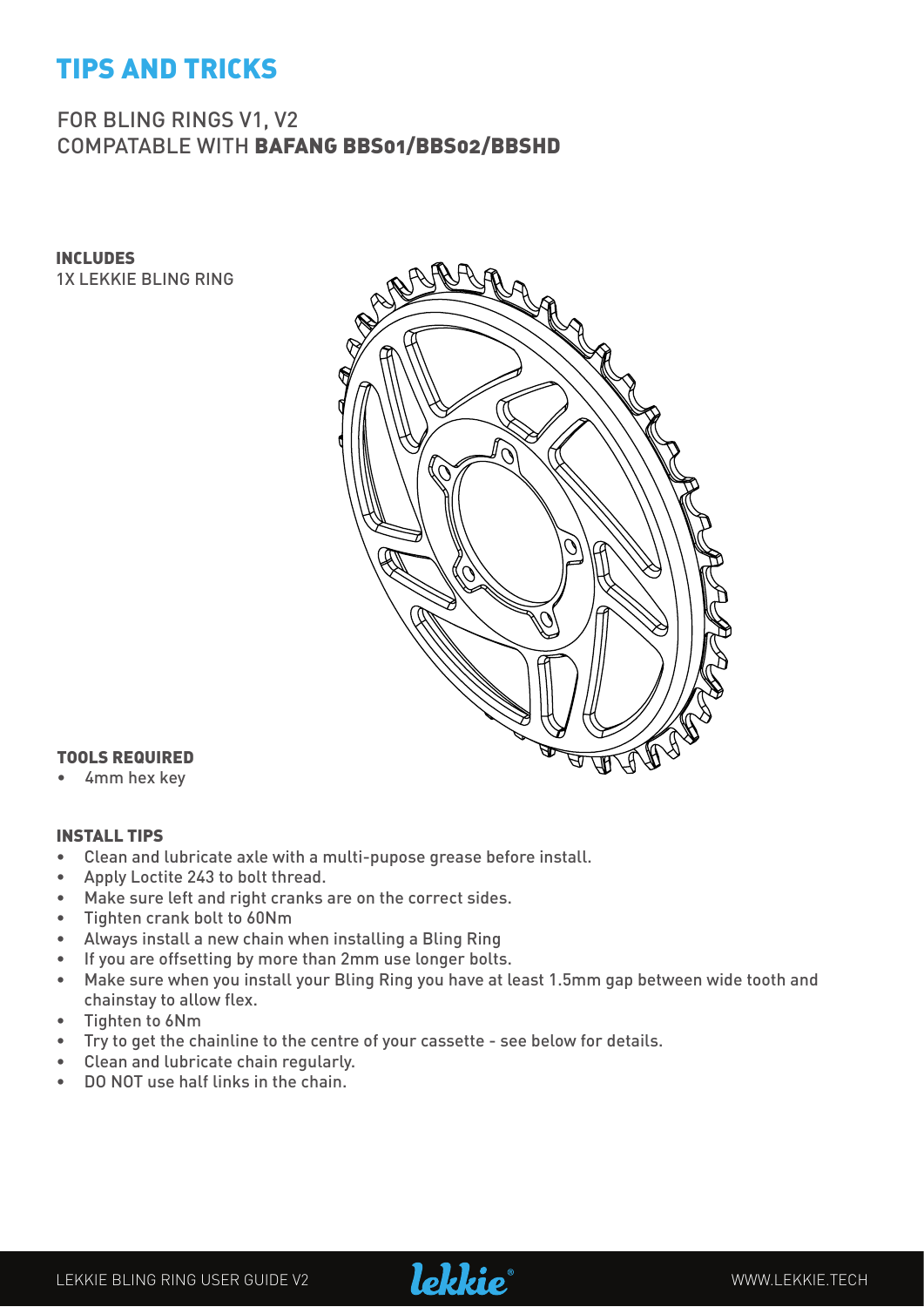# TIPS AND TRICKS

## FOR BLING RINGS V1, V2
## COMPATABLE WITH **BAFANG BBS01/BBS02/BBSHD**

**INCLUDES**

1X LEKKIE BLING RING

**TOOLS REQUIRED**

- 4mm hex key

**INSTALL TIPS**

- Clean and lubricate axle with a multi-pupose grease before install.
- Apply Loctite 243 to bolt thread.
- Make sure left and right cranks are on the correct sides.
- Tighten crank bolt to 60Nm
- Always install a new chain when installing a Bling Ring
- If you are offsetting by more than 2mm use longer bolts.
- Make sure when you install your Bling Ring you have at least 1.5mm gap between wide tooth and chainstay to allow flex.
- Tighten to 6Nm
- Try to get the chainline to the centre of your cassette - see below for details.
- Clean and lubricate chain regularly.
- DO NOT use half links in the chain.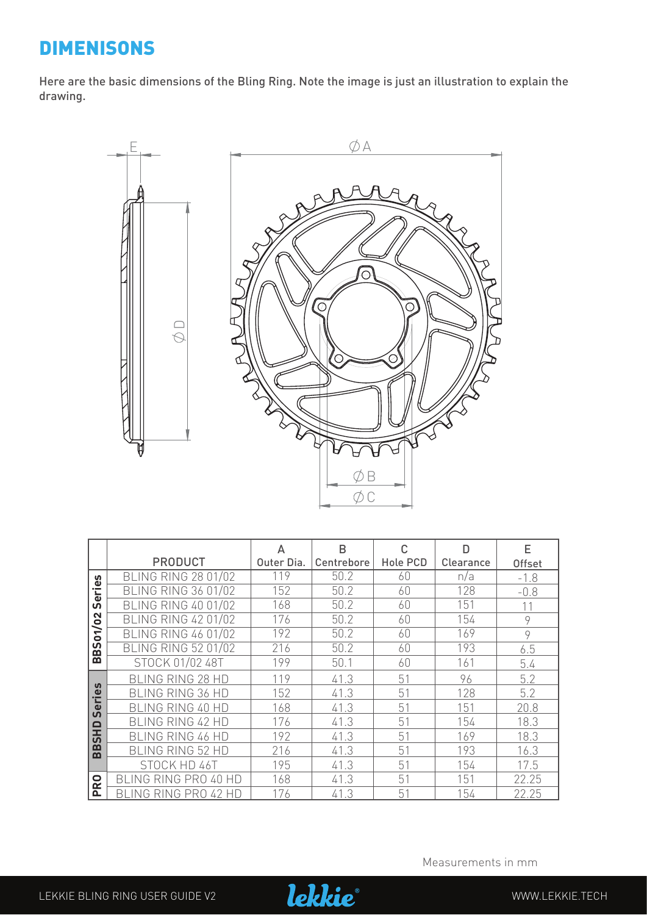# DIMENISONS

Here are the basic dimensions of the Bling Ring. Note the image is just an illustration to explain the drawing.

E

ØA

ØD

ØB

ØC

| | PRODUCT | A Outer Dia. | B Centrebore | C Hole PCD | D Clearance | E Offset |
|---|---|---|---|---|---|---|
| BBS01/02 Series | BLING RING 28 01/02 | 119 | 50.2 | 60 | n/a | -1.8 |
| | BLING RING 36 01/02 | 152 | 50.2 | 60 | 128 | -0.8 |
| | BLING RING 40 01/02 | 168 | 50.2 | 60 | 151 | 11 |
| | BLING RING 42 01/02 | 176 | 50.2 | 60 | 154 | 9 |
| | BLING RING 46 01/02 | 192 | 50.2 | 60 | 169 | 9 |
| | BLING RING 52 01/02 | 216 | 50.2 | 60 | 193 | 6.5 |
| | STOCK 01/02 48T | 199 | 50.1 | 60 | 161 | 5.4 |
| BBSHD Series | BLING RING 28 HD | 119 | 41.3 | 51 | 96 | 5.2 |
| | BLING RING 36 HD | 152 | 41.3 | 51 | 128 | 5.2 |
| | BLING RING 40 HD | 168 | 41.3 | 51 | 151 | 20.8 |
| | BLING RING 42 HD | 176 | 41.3 | 51 | 154 | 18.3 |
| | BLING RING 46 HD | 192 | 41.3 | 51 | 169 | 18.3 |
| | BLING RING 52 HD | 216 | 41.3 | 51 | 193 | 16.3 |
| | STOCK HD 46T | 195 | 41.3 | 51 | 154 | 17.5 |
| PRO | BLING RING PRO 40 HD | 168 | 41.3 | 51 | 151 | 22.25 |
| | BLING RING PRO 42 HD | 176 | 41.3 | 51 | 154 | 22.25 |

Measurements in mm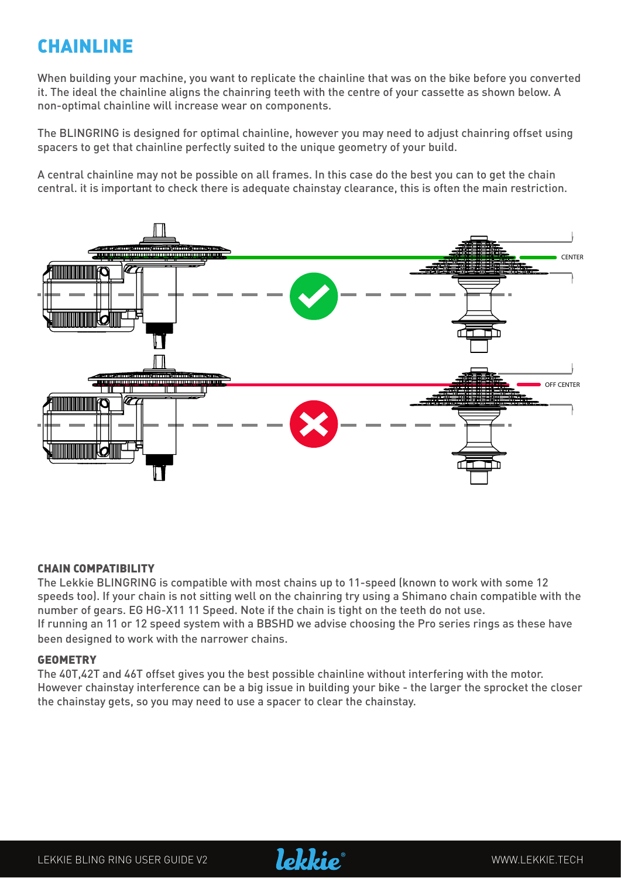# CHAINLINE

When building your machine, you want to replicate the chainline that was on the bike before you converted it. The ideal the chainline aligns the chainring teeth with the centre of your cassette as shown below. A non-optimal chainline will increase wear on components.

The BLINGRING is designed for optimal chainline, however you may need to adjust chainring offset using spacers to get that chainline perfectly suited to the unique geometry of your build.

A central chainline may not be possible on all frames. In this case do the best you can to get the chain central. it is important to check there is adequate chainstay clearance, this is often the main restriction.

CENTER

OFF CENTER

### CHAIN COMPATIBILITY

The Lekkie BLINGRING is compatible with most chains up to 11-speed (known to work with some 12 speeds too). If your chain is not sitting well on the chainring try using a Shimano chain compatible with the number of gears. EG HG-X11 11 Speed. Note if the chain is tight on the teeth do not use.
If running an 11 or 12 speed system with a BBSHD we advise choosing the Pro series rings as these have been designed to work with the narrower chains.

### GEOMETRY

The 40T,42T and 46T offset gives you the best possible chainline without interfering with the motor. However chainstay interference can be a big issue in building your bike - the larger the sprocket the closer the chainstay gets, so you may need to use a spacer to clear the chainstay.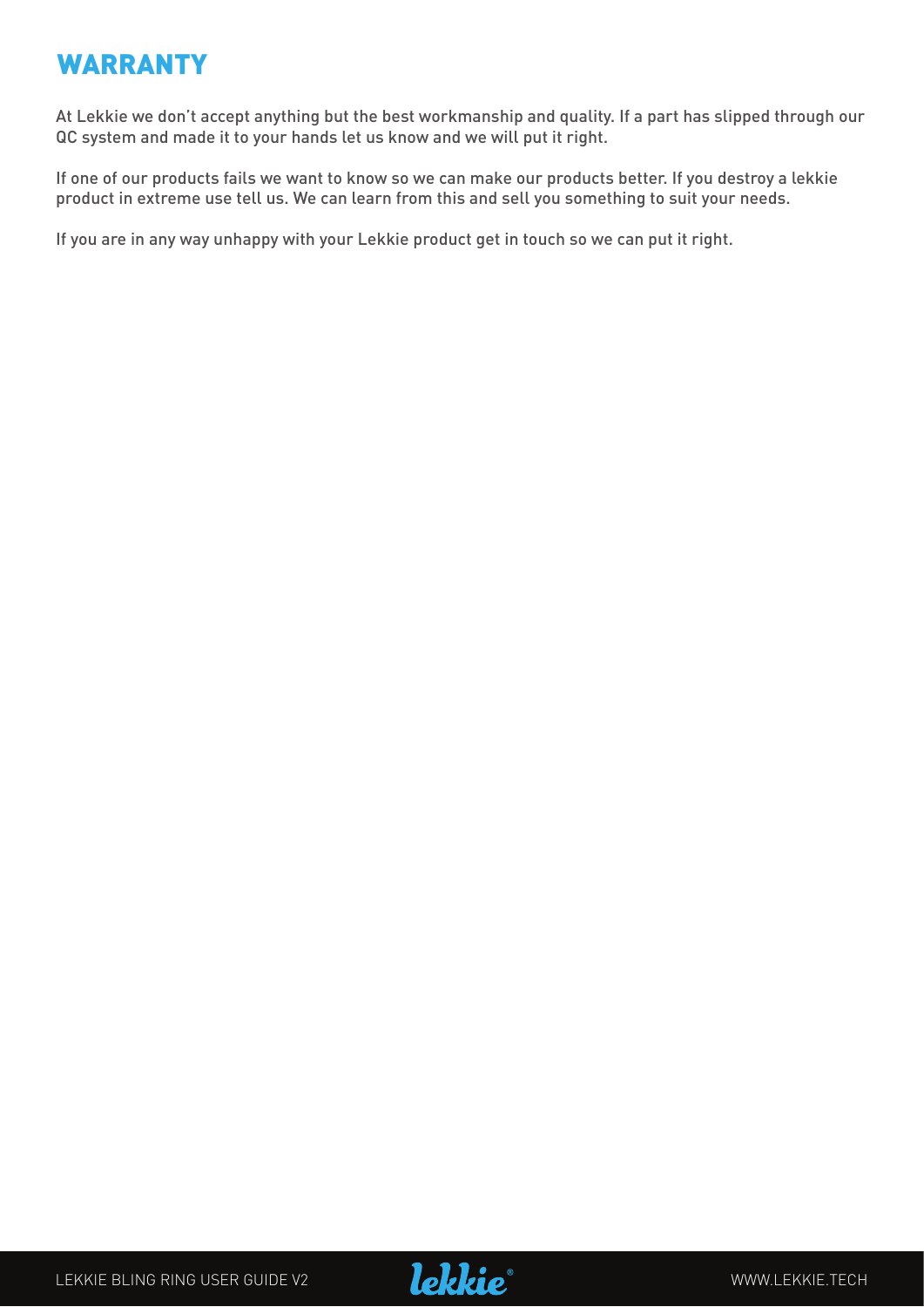# WARRANTY

At Lekkie we don't accept anything but the best workmanship and quality. If a part has slipped through our QC system and made it to your hands let us know and we will put it right.

If one of our products fails we want to know so we can make our products better. If you destroy a lekkie product in extreme use tell us. We can learn from this and sell you something to suit your needs.

If you are in any way unhappy with your Lekkie product get in touch so we can put it right.